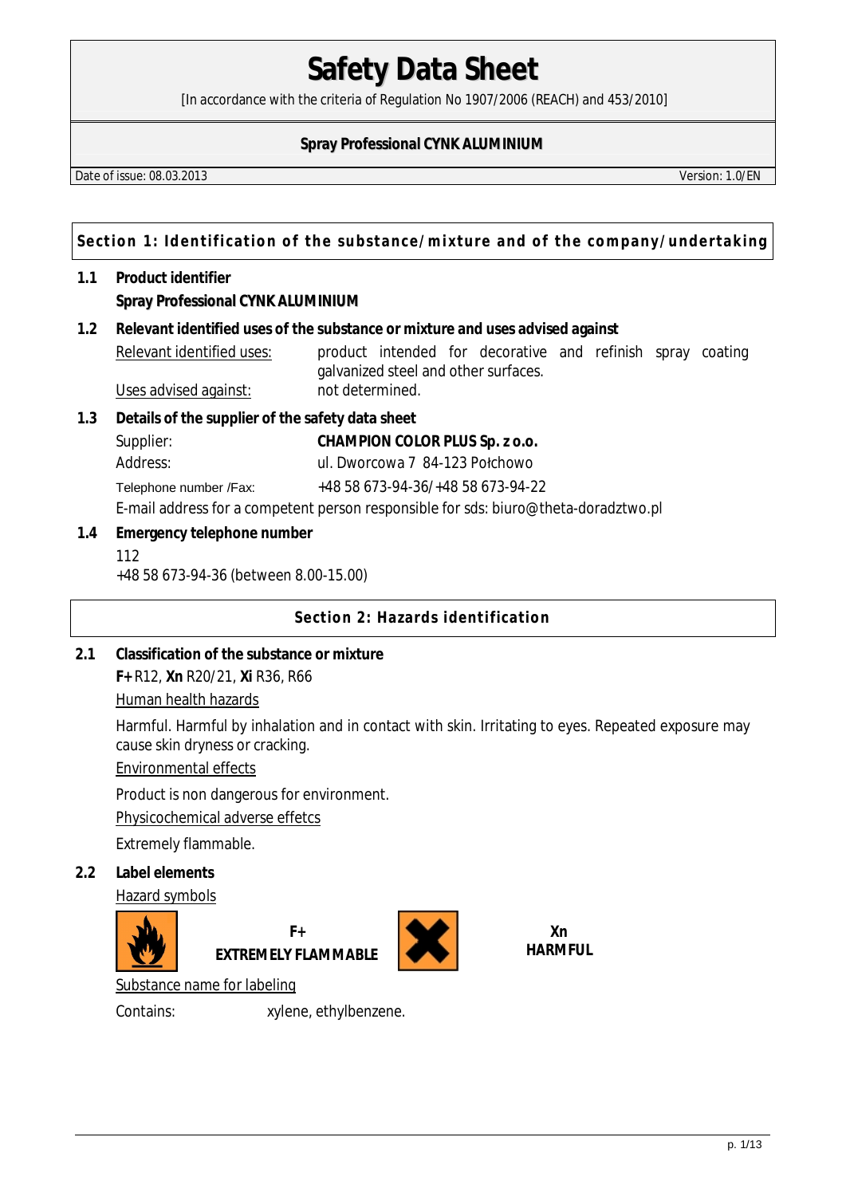# Safety Data Sheet

[In accordance with the criteria of Regulation No 1907/2006 (REACH) and 453/2010]

**Spray Professional CYNK ALUMINIUM**

Date of issue: 08.03.2013 Version: 1.0/EN

## Section 1: Identification of the substance/mixture and of the company/undertaking

### 1.1 Product identifier

**Spray Professional CYNK ALUMINIUM**

### 1.2 Relevant identified uses of the substance or mixture and uses advised against

Relevant identified uses: product intended for decorative and refinish spray coating galvanized steel and other surfaces.

Uses advised against: not determined.

### 1.3 Details of the supplier of the safety data sheet

Supplier: **CHAMPION COLOR PLUS Sp. z o.o.**

Address: ul. Dworcowa 7 84-123 Połchowo

Telephone number /Fax: +48 58 673-94-36/+48 58 673-94-22

E-mail address for a competent person responsible for sds: biuro@theta-doradztwo.pl

### 1.4 Emergency telephone number

112

+48 58 673-94-36 (between 8.00-15.00)

## Section 2: Hazards identification

### 2.1 Classification of the substance or mixture

**F+** R12, **Xn** R20/21, **Xi** R36, R66

Human health hazards

Harmful. Harmful by inhalation and in contact with skin. Irritating to eyes. Repeated exposure may cause skin dryness or cracking.

Environmental effects

Product is non dangerous for environment.

Physicochemical adverse effetcs

Extremely flammable.

### 2.2 Label elements

Hazard symbols

**F+**
**EXTREMELY FLAMMABLE**

**Xn**
**HARMFUL**

Substance name for labeling

Contains: xylene, ethylbenzene.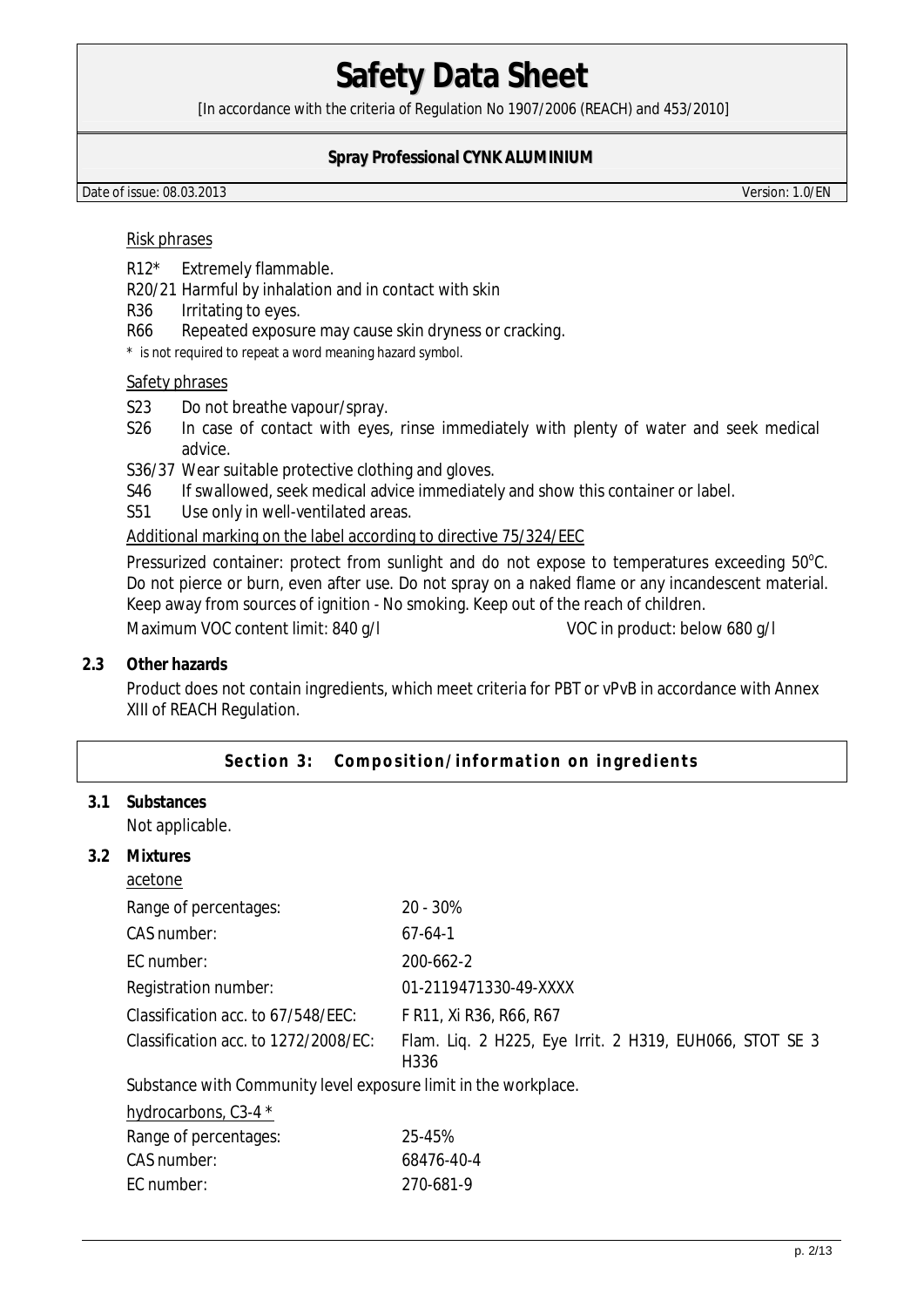Risk phrases

- R12* Extremely flammable.
- R20/21 Harmful by inhalation and in contact with skin
- R36 Irritating to eyes.
- R66 Repeated exposure may cause skin dryness or cracking.

\* is not required to repeat a word meaning hazard symbol.

Safety phrases

- S23 Do not breathe vapour/spray.
- S26 In case of contact with eyes, rinse immediately with plenty of water and seek medical advice.
- S36/37 Wear suitable protective clothing and gloves.
- S46 If swallowed, seek medical advice immediately and show this container or label.
- S51 Use only in well-ventilated areas.

Additional marking on the label according to directive 75/324/EEC

Pressurized container: protect from sunlight and do not expose to temperatures exceeding 50°C. Do not pierce or burn, even after use. Do not spray on a naked flame or any incandescent material. Keep away from sources of ignition - No smoking. Keep out of the reach of children.

Maximum VOC content limit: 840 g/l VOC in product: below 680 g/l

### 2.3 Other hazards

Product does not contain ingredients, which meet criteria for PBT or vPvB in accordance with Annex XIII of REACH Regulation.

## Section 3: Composition/information on ingredients

### 3.1 Substances

Not applicable.

### 3.2 Mixtures

acetone

| | |
|---|---|
| Range of percentages: | 20 - 30% |
| CAS number: | 67-64-1 |
| EC number: | 200-662-2 |
| Registration number: | 01-2119471330-49-XXXX |
| Classification acc. to 67/548/EEC: | F R11, Xi R36, R66, R67 |
| Classification acc. to 1272/2008/EC: | Flam. Liq. 2 H225, Eye Irrit. 2 H319, EUH066, STOT SE 3 H336 |

Substance with Community level exposure limit in the workplace.

hydrocarbons, C3-4 *

| | |
|---|---|
| Range of percentages: | 25-45% |
| CAS number: | 68476-40-4 |
| EC number: | 270-681-9 |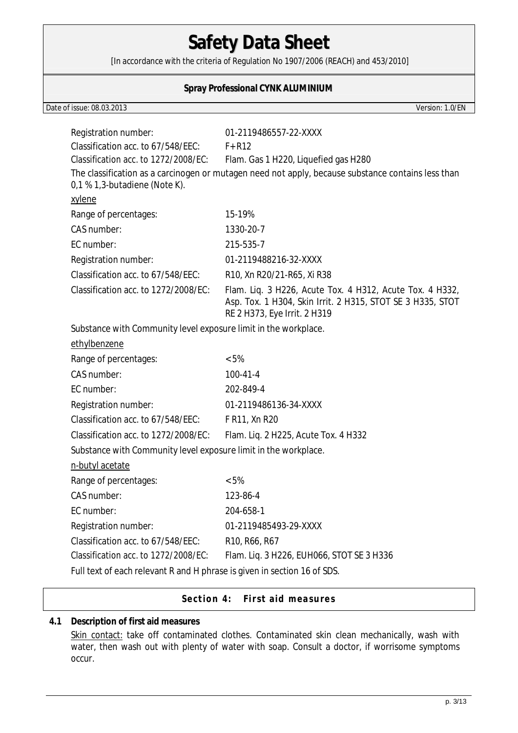Registration number: 01-2119486557-22-XXXX

Classification acc. to 67/548/EEC: F+ R12

Classification acc. to 1272/2008/EC: Flam. Gas 1 H220, Liquefied gas H280

The classification as a carcinogen or mutagen need not apply, because substance contains less than 0,1 % 1,3-butadiene (Note K).

<u>xylene</u>

| | |
|---|---|
| Range of percentages: | 15-19% |
| CAS number: | 1330-20-7 |
| EC number: | 215-535-7 |
| Registration number: | 01-2119488216-32-XXXX |
| Classification acc. to 67/548/EEC: | R10, Xn R20/21-R65, Xi R38 |
| Classification acc. to 1272/2008/EC: | Flam. Liq. 3 H226, Acute Tox. 4 H312, Acute Tox. 4 H332, Asp. Tox. 1 H304, Skin Irrit. 2 H315, STOT SE 3 H335, STOT RE 2 H373, Eye Irrit. 2 H319 |

Substance with Community level exposure limit in the workplace.

<u>ethylbenzene</u>

| | |
|---|---|
| Range of percentages: | < 5% |
| CAS number: | 100-41-4 |
| EC number: | 202-849-4 |
| Registration number: | 01-2119486136-34-XXXX |
| Classification acc. to 67/548/EEC: | F R11, Xn R20 |
| Classification acc. to 1272/2008/EC: | Flam. Liq. 2 H225, Acute Tox. 4 H332 |

Substance with Community level exposure limit in the workplace.

<u>n-butyl acetate</u>

| | |
|---|---|
| Range of percentages: | < 5% |
| CAS number: | 123-86-4 |
| EC number: | 204-658-1 |
| Registration number: | 01-2119485493-29-XXXX |
| Classification acc. to 67/548/EEC: | R10, R66, R67 |
| Classification acc. to 1272/2008/EC: | Flam. Liq. 3 H226, EUH066, STOT SE 3 H336 |

Full text of each relevant R and H phrase is given in section 16 of SDS.

## Section 4: First aid measures

### 4.1 Description of first aid measures

<u>Skin contact:</u> take off contaminated clothes. Contaminated skin clean mechanically, wash with water, then wash out with plenty of water with soap. Consult a doctor, if worrisome symptoms occur.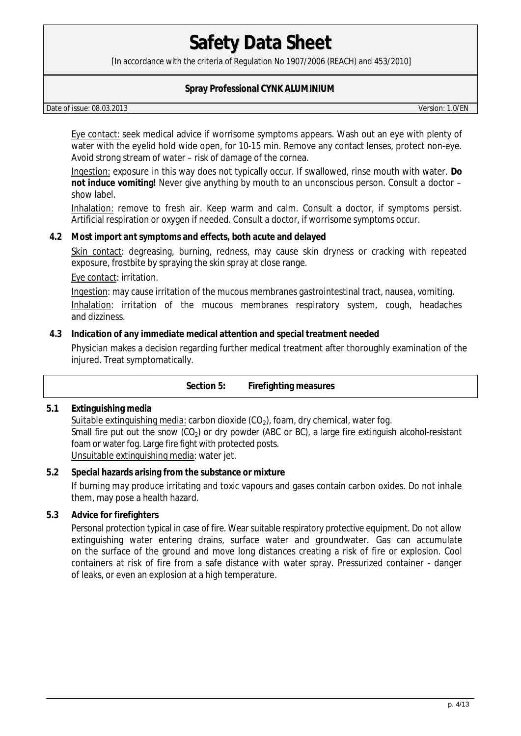Eye contact: seek medical advice if worrisome symptoms appears. Wash out an eye with plenty of water with the eyelid hold wide open, for 10-15 min. Remove any contact lenses, protect non-eye. Avoid strong stream of water – risk of damage of the cornea.

Ingestion: exposure in this way does not typically occur. If swallowed, rinse mouth with water. **Do not induce vomiting!** Never give anything by mouth to an unconscious person. Consult a doctor – show label.

Inhalation: remove to fresh air. Keep warm and calm. Consult a doctor, if symptoms persist. Artificial respiration or oxygen if needed. Consult a doctor, if worrisome symptoms occur.

**4.2 Most import ant symptoms and effects, both acute and delayed**

Skin contact: degreasing, burning, redness, may cause skin dryness or cracking with repeated exposure, frostbite by spraying the skin spray at close range.

Eye contact: irritation.

Ingestion: may cause irritation of the mucous membranes gastrointestinal tract, nausea, vomiting.

Inhalation: irritation of the mucous membranes respiratory system, cough, headaches and dizziness.

**4.3 Indication of any immediate medical attention and special treatment needed**

Physician makes a decision regarding further medical treatment after thoroughly examination of the injured. Treat symptomatically.

## Section 5: Firefighting measures

**5.1 Extinguishing media**

Suitable extinguishing media: carbon dioxide ($CO_2$), foam, dry chemical, water fog.
Small fire put out the snow ($CO_2$) or dry powder (ABC or BC), a large fire extinguish alcohol-resistant foam or water fog. Large fire fight with protected posts.
Unsuitable extinguishing media: water jet.

**5.2 Special hazards arising from the substance or mixture**

If burning may produce irritating and toxic vapours and gases contain carbon oxides. Do not inhale them, may pose a health hazard.

**5.3 Advice for firefighters**

Personal protection typical in case of fire. Wear suitable respiratory protective equipment. Do not allow extinguishing water entering drains, surface water and groundwater. Gas can accumulate on the surface of the ground and move long distances creating a risk of fire or explosion. Cool containers at risk of fire from a safe distance with water spray. Pressurized container - danger of leaks, or even an explosion at a high temperature.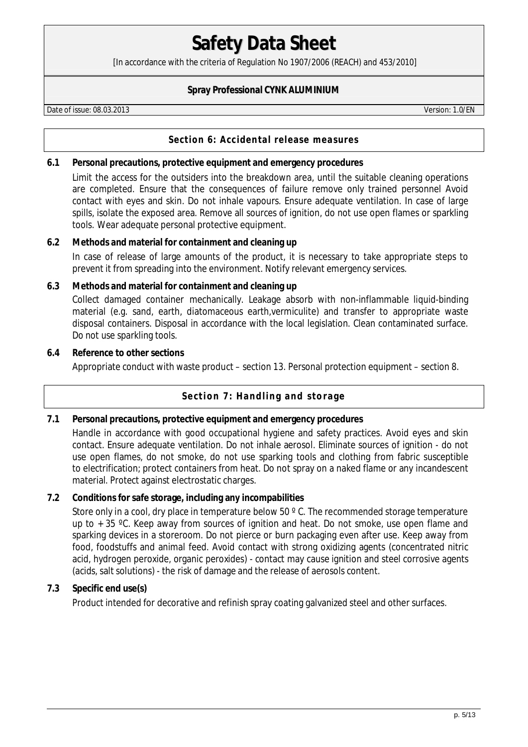## Section 6: Accidental release measures

**6.1 Personal precautions, protective equipment and emergency procedures**

Limit the access for the outsiders into the breakdown area, until the suitable cleaning operations are completed. Ensure that the consequences of failure remove only trained personnel Avoid contact with eyes and skin. Do not inhale vapours. Ensure adequate ventilation. In case of large spills, isolate the exposed area. Remove all sources of ignition, do not use open flames or sparkling tools. Wear adequate personal protective equipment.

**6.2 Methods and material for containment and cleaning up**

In case of release of large amounts of the product, it is necessary to take appropriate steps to prevent it from spreading into the environment. Notify relevant emergency services.

**6.3 Methods and material for containment and cleaning up**

Collect damaged container mechanically. Leakage absorb with non-inflammable liquid-binding material (e.g. sand, earth, diatomaceous earth,vermiculite) and transfer to appropriate waste disposal containers. Disposal in accordance with the local legislation. Clean contaminated surface. Do not use sparkling tools.

**6.4 Reference to other sections**

Appropriate conduct with waste product – section 13. Personal protection equipment – section 8.

## Section 7: Handling and storage

**7.1 Personal precautions, protective equipment and emergency procedures**

Handle in accordance with good occupational hygiene and safety practices. Avoid eyes and skin contact. Ensure adequate ventilation. Do not inhale aerosol. Eliminate sources of ignition - do not use open flames, do not smoke, do not use sparking tools and clothing from fabric susceptible to electrification; protect containers from heat. Do not spray on a naked flame or any incandescent material. Protect against electrostatic charges.

**7.2 Conditions for safe storage, including any incompabilities**

Store only in a cool, dry place in temperature below 50 º C. The recommended storage temperature up to + 35 ºC. Keep away from sources of ignition and heat. Do not smoke, use open flame and sparking devices in a storeroom. Do not pierce or burn packaging even after use. Keep away from food, foodstuffs and animal feed. Avoid contact with strong oxidizing agents (concentrated nitric acid, hydrogen peroxide, organic peroxides) - contact may cause ignition and steel corrosive agents (acids, salt solutions) - the risk of damage and the release of aerosols content.

**7.3 Specific end use(s)**

Product intended for decorative and refinish spray coating galvanized steel and other surfaces.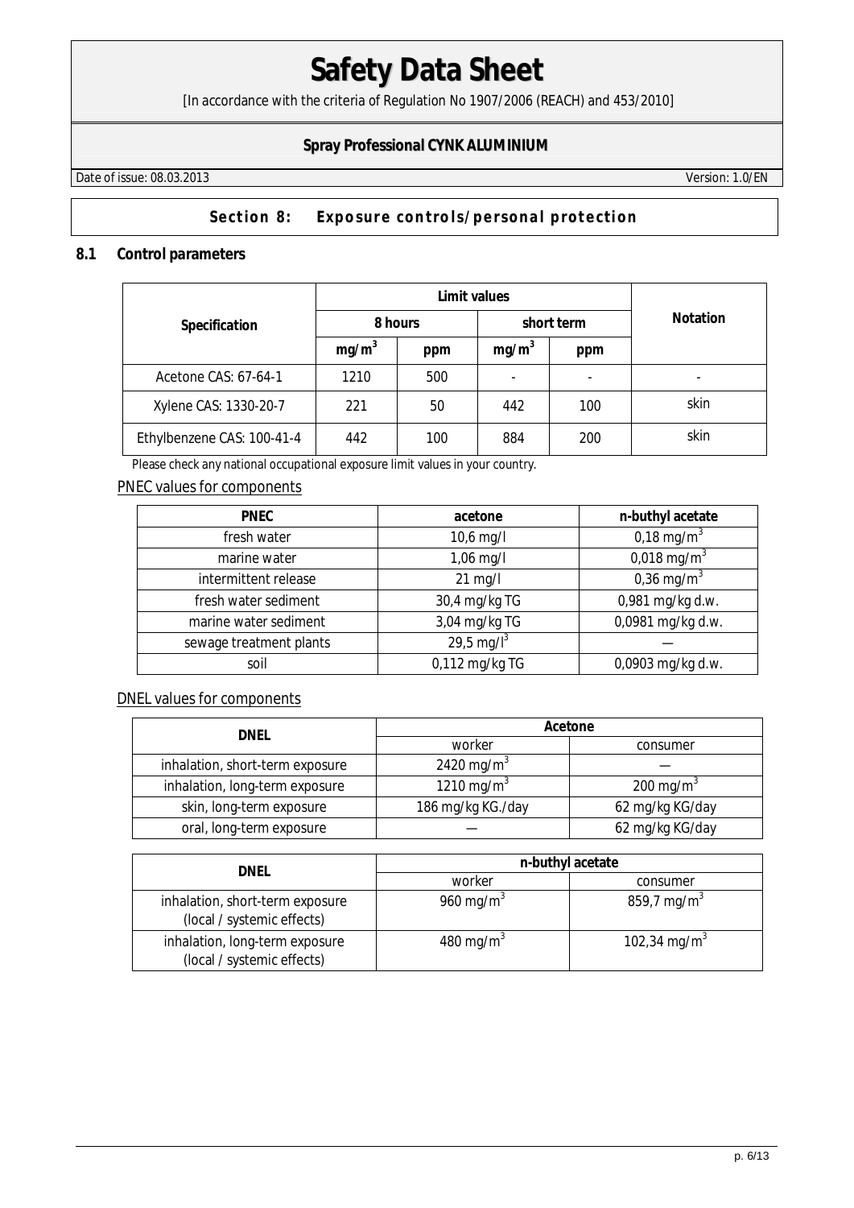# Safety Data Sheet

[In accordance with the criteria of Regulation No 1907/2006 (REACH) and 453/2010]

**Spray Professional CYNK ALUMINIUM**

Date of issue: 08.03.2013 Version: 1.0/EN

## Section 8: Exposure controls/personal protection

### 8.1 Control parameters

| Specification | Limit values | | | | Notation |
|---|---|---|---|---|---|
| | 8 hours | | short term | | |
| | $mg/m^3$ | ppm | $mg/m^3$ | ppm | |
| Acetone CAS: 67-64-1 | 1210 | 500 | - | - | - |
| Xylene CAS: 1330-20-7 | 221 | 50 | 442 | 100 | skin |
| Ethylbenzene CAS: 100-41-4 | 442 | 100 | 884 | 200 | skin |

Please check any national occupational exposure limit values in your country.

PNEC values for components

| PNEC | acetone | n-buthyl acetate |
|---|---|---|
| fresh water | 10,6 mg/l | 0,18 $mg/m^3$ |
| marine water | 1,06 mg/l | 0,018 $mg/m^3$ |
| intermittent release | 21 mg/l | 0,36 $mg/m^3$ |
| fresh water sediment | 30,4 mg/kg TG | 0,981 mg/kg d.w. |
| marine water sediment | 3,04 mg/kg TG | 0,0981 mg/kg d.w. |
| sewage treatment plants | 29,5 $mg/l^3$ | — |
| soil | 0,112 mg/kg TG | 0,0903 mg/kg d.w. |

DNEL values for components

| DNEL | Acetone | |
|---|---|---|
| | worker | consumer |
| inhalation, short-term exposure | 2420 $mg/m^3$ | — |
| inhalation, long-term exposure | 1210 $mg/m^3$ | 200 $mg/m^3$ |
| skin, long-term exposure | 186 mg/kg KG./day | 62 mg/kg KG/day |
| oral, long-term exposure | — | 62 mg/kg KG/day |

| DNEL | n-buthyl acetate | |
|---|---|---|
| | worker | consumer |
| inhalation, short-term exposure (local / systemic effects) | 960 $mg/m^3$ | 859,7 $mg/m^3$ |
| inhalation, long-term exposure (local / systemic effects) | 480 $mg/m^3$ | 102,34 $mg/m^3$ |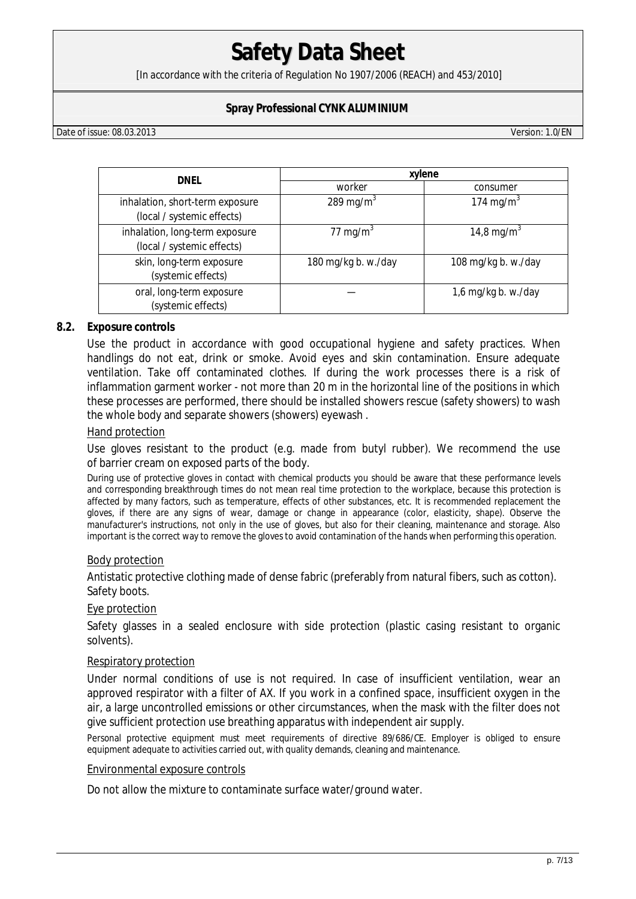| DNEL | xylene | |
|---|---|---|
| | worker | consumer |
| inhalation, short-term exposure (local / systemic effects) | 289 mg/m$^3$ | 174 mg/m$^3$ |
| inhalation, long-term exposure (local / systemic effects) | 77 mg/m$^3$ | 14,8 mg/m$^3$ |
| skin, long-term exposure (systemic effects) | 180 mg/kg b. w./day | 108 mg/kg b. w./day |
| oral, long-term exposure (systemic effects) | — | 1,6 mg/kg b. w./day |

## 8.2. Exposure controls

Use the product in accordance with good occupational hygiene and safety practices. When handlings do not eat, drink or smoke. Avoid eyes and skin contamination. Ensure adequate ventilation. Take off contaminated clothes. If during the work processes there is a risk of inflammation garment worker - not more than 20 m in the horizontal line of the positions in which these processes are performed, there should be installed showers rescue (safety showers) to wash the whole body and separate showers (showers) eyewash .

### Hand protection

Use gloves resistant to the product (e.g. made from butyl rubber). We recommend the use of barrier cream on exposed parts of the body.

During use of protective gloves in contact with chemical products you should be aware that these performance levels and corresponding breakthrough times do not mean real time protection to the workplace, because this protection is affected by many factors, such as temperature, effects of other substances, etc. It is recommended replacement the gloves, if there are any signs of wear, damage or change in appearance (color, elasticity, shape). Observe the manufacturer's instructions, not only in the use of gloves, but also for their cleaning, maintenance and storage. Also important is the correct way to remove the gloves to avoid contamination of the hands when performing this operation.

### Body protection

Antistatic protective clothing made of dense fabric (preferably from natural fibers, such as cotton). Safety boots.

### Eye protection

Safety glasses in a sealed enclosure with side protection (plastic casing resistant to organic solvents).

### Respiratory protection

Under normal conditions of use is not required. In case of insufficient ventilation, wear an approved respirator with a filter of AX. If you work in a confined space, insufficient oxygen in the air, a large uncontrolled emissions or other circumstances, when the mask with the filter does not give sufficient protection use breathing apparatus with independent air supply.

Personal protective equipment must meet requirements of directive 89/686/CE. Employer is obliged to ensure equipment adequate to activities carried out, with quality demands, cleaning and maintenance.

### Environmental exposure controls

Do not allow the mixture to contaminate surface water/ground water.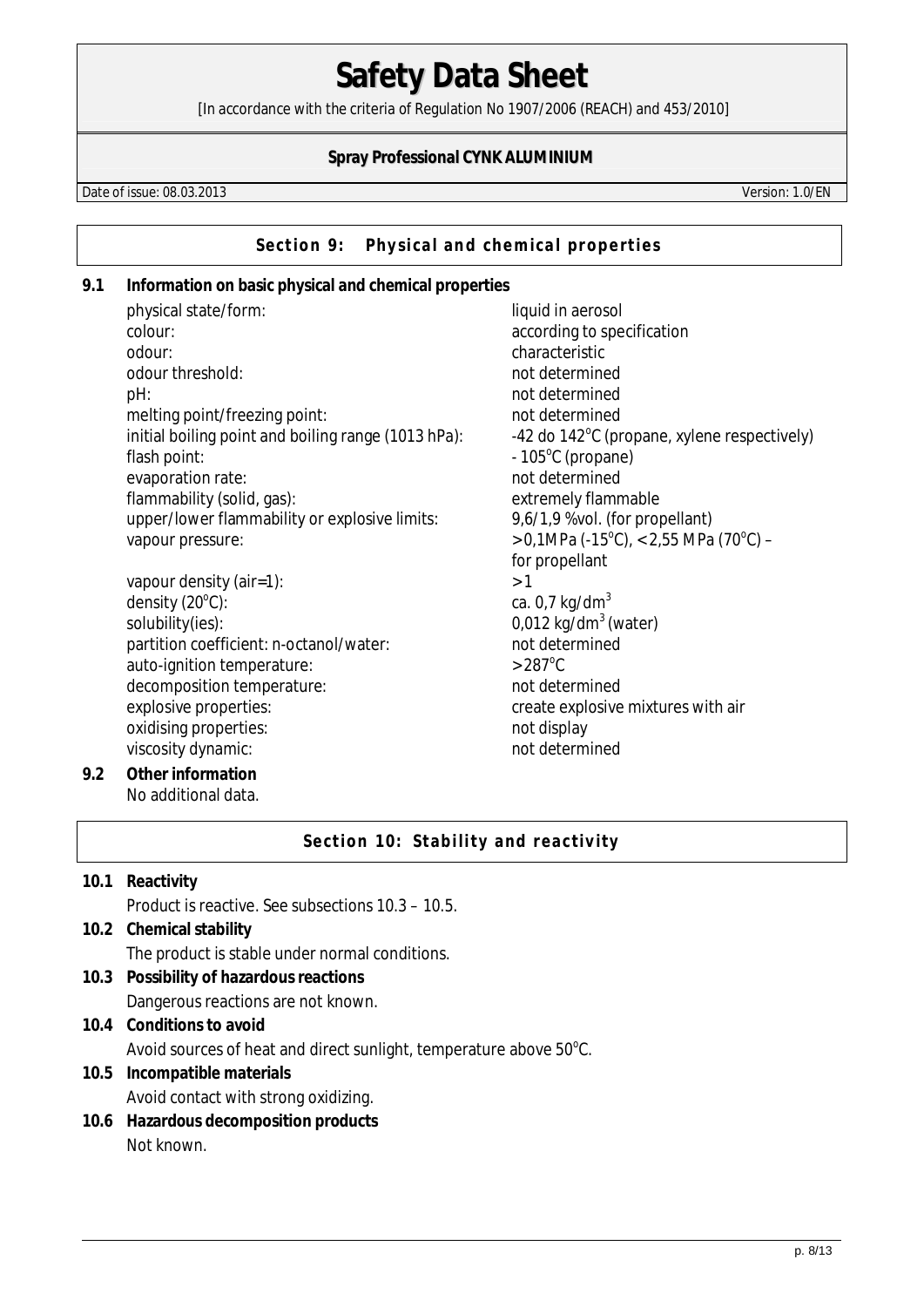# Safety Data Sheet

[In accordance with the criteria of Regulation No 1907/2006 (REACH) and 453/2010]

**Spray Professional CYNK ALUMINIUM**

Date of issue: 08.03.2013 Version: 1.0/EN

## Section 9: Physical and chemical properties

### 9.1 Information on basic physical and chemical properties

| | |
|---|---|
| physical state/form: | liquid in aerosol |
| colour: | according to specification |
| odour: | characteristic |
| odour threshold: | not determined |
| pH: | not determined |
| melting point/freezing point: | not determined |
| initial boiling point and boiling range (1013 hPa): | -42 do 142°C (propane, xylene respectively) |
| flash point: | - 105°C (propane) |
| evaporation rate: | not determined |
| flammability (solid, gas): | extremely flammable |
| upper/lower flammability or explosive limits: | 9,6/1,9 %vol. (for propellant) |
| vapour pressure: | > 0,1MPa (-15°C), < 2,55 MPa (70°C) – for propellant |
| vapour density (air=1): | > 1 |
| density (20°C): | ca. 0,7 kg/dm$^3$ |
| solubility(ies): | 0,012 kg/dm$^3$ (water) |
| partition coefficient: n-octanol/water: | not determined |
| auto-ignition temperature: | > 287°C |
| decomposition temperature: | not determined |
| explosive properties: | create explosive mixtures with air |
| oxidising properties: | not display |
| viscosity dynamic: | not determined |

### 9.2 Other information

No additional data.

## Section 10: Stability and reactivity

### 10.1 Reactivity

Product is reactive. See subsections 10.3 – 10.5.

### 10.2 Chemical stability

The product is stable under normal conditions.

### 10.3 Possibility of hazardous reactions

Dangerous reactions are not known.

### 10.4 Conditions to avoid

Avoid sources of heat and direct sunlight, temperature above 50°C.

### 10.5 Incompatible materials

Avoid contact with strong oxidizing.

### 10.6 Hazardous decomposition products

Not known.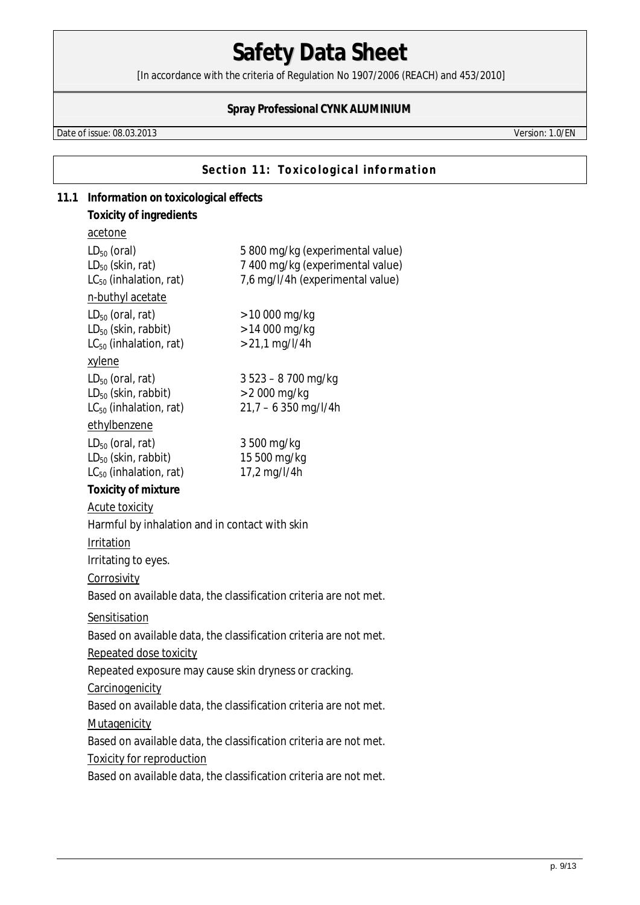## Section 11: Toxicological information

### 11.1 Information on toxicological effects

**Toxicity of ingredients**

acetone

| | |
|---|---|
| $LD_{50}$ (oral) | 5 800 mg/kg (experimental value) |
| $LD_{50}$ (skin, rat) | 7 400 mg/kg (experimental value) |
| $LC_{50}$ (inhalation, rat) | 7,6 mg/l/4h (experimental value) |

n-buthyl acetate

| | |
|---|---|
| $LD_{50}$ (oral, rat) | > 10 000 mg/kg |
| $LD_{50}$ (skin, rabbit) | > 14 000 mg/kg |
| $LC_{50}$ (inhalation, rat) | > 21,1 mg/l/4h |

xylene

| | |
|---|---|
| $LD_{50}$ (oral, rat) | 3 523 – 8 700 mg/kg |
| $LD_{50}$ (skin, rabbit) | > 2 000 mg/kg |
| $LC_{50}$ (inhalation, rat) | 21,7 – 6 350 mg/l/4h |

ethylbenzene

| | |
|---|---|
| $LD_{50}$ (oral, rat) | 3 500 mg/kg |
| $LD_{50}$ (skin, rabbit) | 15 500 mg/kg |
| $LC_{50}$ (inhalation, rat) | 17,2 mg/l/4h |

**Toxicity of mixture**

Acute toxicity

Harmful by inhalation and in contact with skin

Irritation

Irritating to eyes.

Corrosivity

Based on available data, the classification criteria are not met.

Sensitisation

Based on available data, the classification criteria are not met.

Repeated dose toxicity

Repeated exposure may cause skin dryness or cracking.

Carcinogenicity

Based on available data, the classification criteria are not met.

Mutagenicity

Based on available data, the classification criteria are not met.

Toxicity for reproduction

Based on available data, the classification criteria are not met.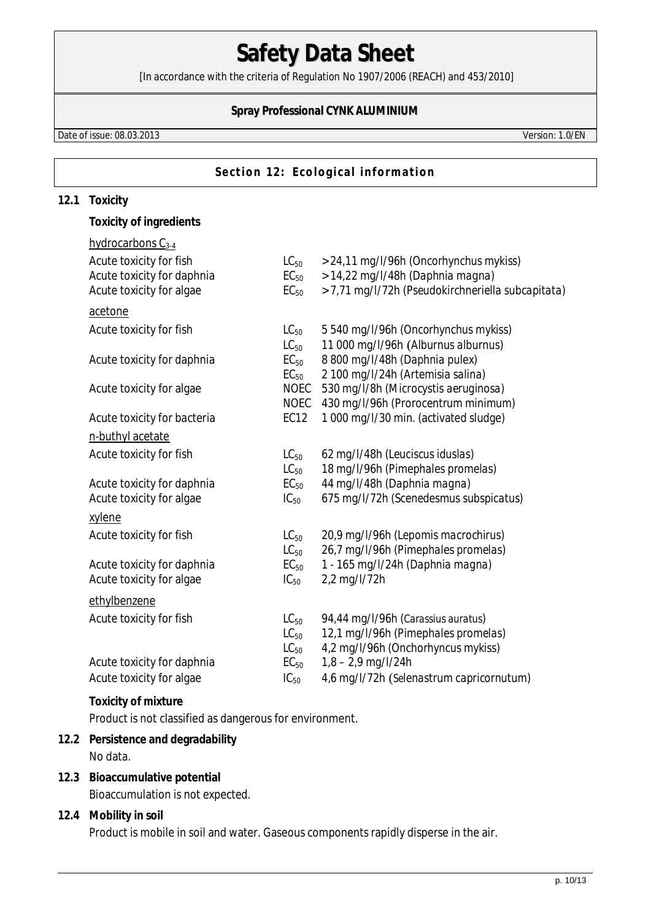# Safety Data Sheet

[In accordance with the criteria of Regulation No 1907/2006 (REACH) and 453/2010]

**Spray Professional CYNK ALUMINIUM**

Date of issue: 08.03.2013 Version: 1.0/EN

## Section 12: Ecological information

### 12.1 Toxicity

**Toxicity of ingredients**

| | | |
|---|---|---|
| hydrocarbons $C_{3-4}$ | | |
| Acute toxicity for fish | $LC_{50}$ | > 24,11 mg/l/96h (Oncorhynchus mykiss) |
| Acute toxicity for daphnia | $EC_{50}$ | > 14,22 mg/l/48h (Daphnia magna) |
| Acute toxicity for algae | $EC_{50}$ | > 7,71 mg/l/72h (Pseudokirchneriella subcapitata) |
| acetone | | |
| Acute toxicity for fish | $LC_{50}$ | 5 540 mg/l/96h (Oncorhynchus mykiss) |
| | $LC_{50}$ | 11 000 mg/l/96h (Alburnus alburnus) |
| Acute toxicity for daphnia | $EC_{50}$ | 8 800 mg/l/48h (Daphnia pulex) |
| | $EC_{50}$ | 2 100 mg/l/24h (Artemisia salina) |
| Acute toxicity for algae | NOEC | 530 mg/l/8h (Microcystis aeruginosa) |
| | NOEC | 430 mg/l/96h (Prorocentrum minimum) |
| Acute toxicity for bacteria | EC12 | 1 000 mg/l/30 min. (activated sludge) |
| n-buthyl acetate | | |
| Acute toxicity for fish | $LC_{50}$ | 62 mg/l/48h (Leuciscus iduslas) |
| | $LC_{50}$ | 18 mg/l/96h (Pimephales promelas) |
| Acute toxicity for daphnia | $EC_{50}$ | 44 mg/l/48h (Daphnia magna) |
| Acute toxicity for algae | $IC_{50}$ | 675 mg/l/72h (Scenedesmus subspicatus) |
| xylene | | |
| Acute toxicity for fish | $LC_{50}$ | 20,9 mg/l/96h (Lepomis macrochirus) |
| | $LC_{50}$ | 26,7 mg/l/96h (Pimephales promelas) |
| Acute toxicity for daphnia | $EC_{50}$ | 1 - 165 mg/l/24h (Daphnia magna) |
| Acute toxicity for algae | $IC_{50}$ | 2,2 mg/l/72h |
| ethylbenzene | | |
| Acute toxicity for fish | $LC_{50}$ | 94,44 mg/l/96h (Carassius auratus) |
| | $LC_{50}$ | 12,1 mg/l/96h (Pimephales promelas) |
| | $LC_{50}$ | 4,2 mg/l/96h (Onchorhyncus mykiss) |
| Acute toxicity for daphnia | $EC_{50}$ | 1,8 – 2,9 mg/l/24h |
| Acute toxicity for algae | $IC_{50}$ | 4,6 mg/l/72h (Selenastrum capricornutum) |

**Toxicity of mixture**

Product is not classified as dangerous for environment.

### 12.2 Persistence and degradability

No data.

### 12.3 Bioaccumulative potential

Bioaccumulation is not expected.

### 12.4 Mobility in soil

Product is mobile in soil and water. Gaseous components rapidly disperse in the air.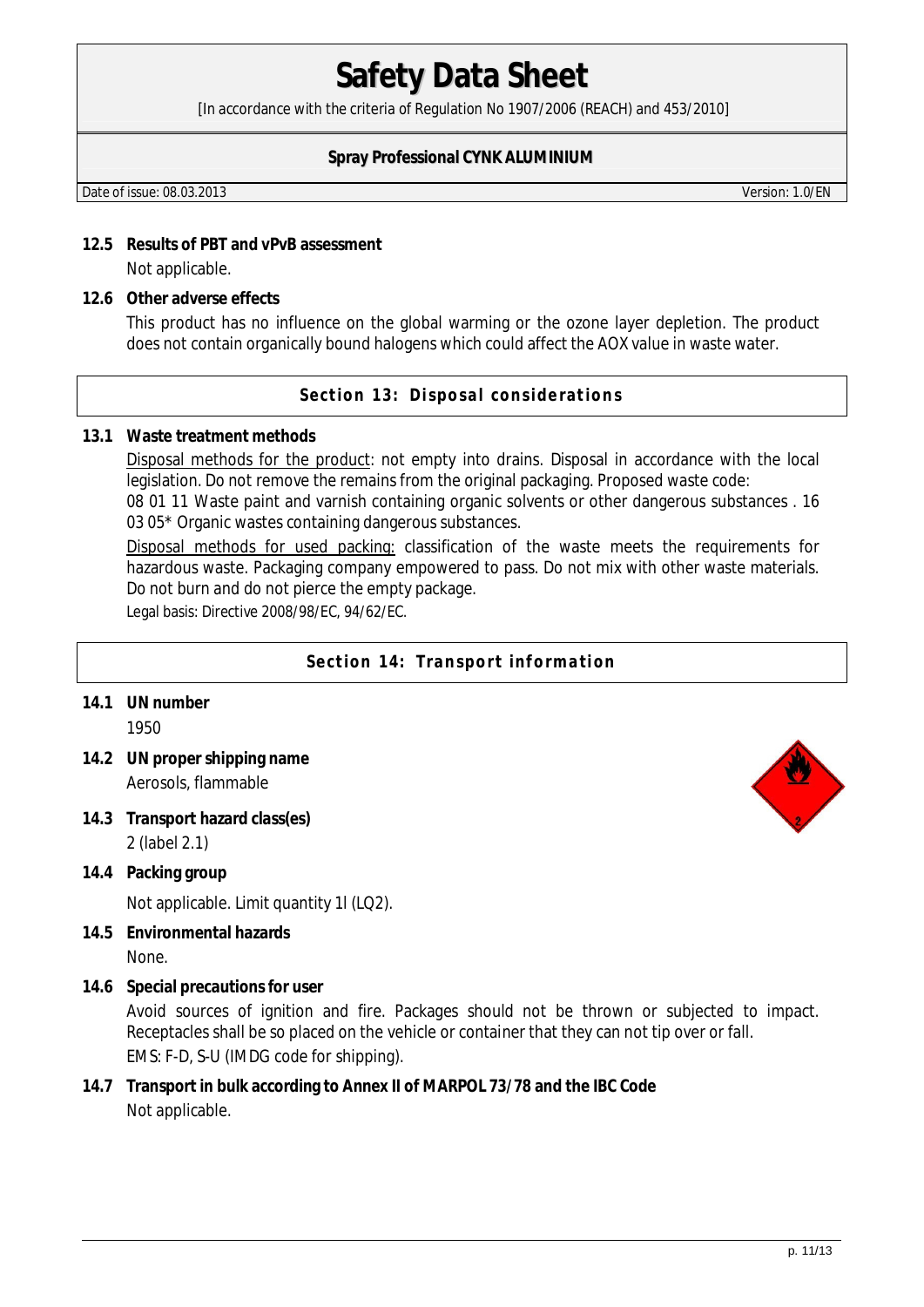**12.5 Results of PBT and vPvB assessment**

Not applicable.

**12.6 Other adverse effects**

This product has no influence on the global warming or the ozone layer depletion. The product does not contain organically bound halogens which could affect the AOX value in waste water.

## Section 13: Disposal considerations

**13.1 Waste treatment methods**

Disposal methods for the product: not empty into drains. Disposal in accordance with the local legislation. Do not remove the remains from the original packaging. Proposed waste code:
08 01 11 Waste paint and varnish containing organic solvents or other dangerous substances . 16 03 05* Organic wastes containing dangerous substances.

Disposal methods for used packing: classification of the waste meets the requirements for hazardous waste. Packaging company empowered to pass. Do not mix with other waste materials. Do not burn and do not pierce the empty package.

Legal basis: Directive 2008/98/EC, 94/62/EC.

## Section 14: Transport information

**14.1 UN number**

1950

**14.2 UN proper shipping name**

Aerosols, flammable

**14.3 Transport hazard class(es)**

2 (label 2.1)

**14.4 Packing group**

Not applicable. Limit quantity 1l (LQ2).

**14.5 Environmental hazards**

None.

**14.6 Special precautions for user**

Avoid sources of ignition and fire. Packages should not be thrown or subjected to impact. Receptacles shall be so placed on the vehicle or container that they can not tip over or fall.
EMS: F-D, S-U (IMDG code for shipping).

**14.7 Transport in bulk according to Annex II of MARPOL 73/78 and the IBC Code**

Not applicable.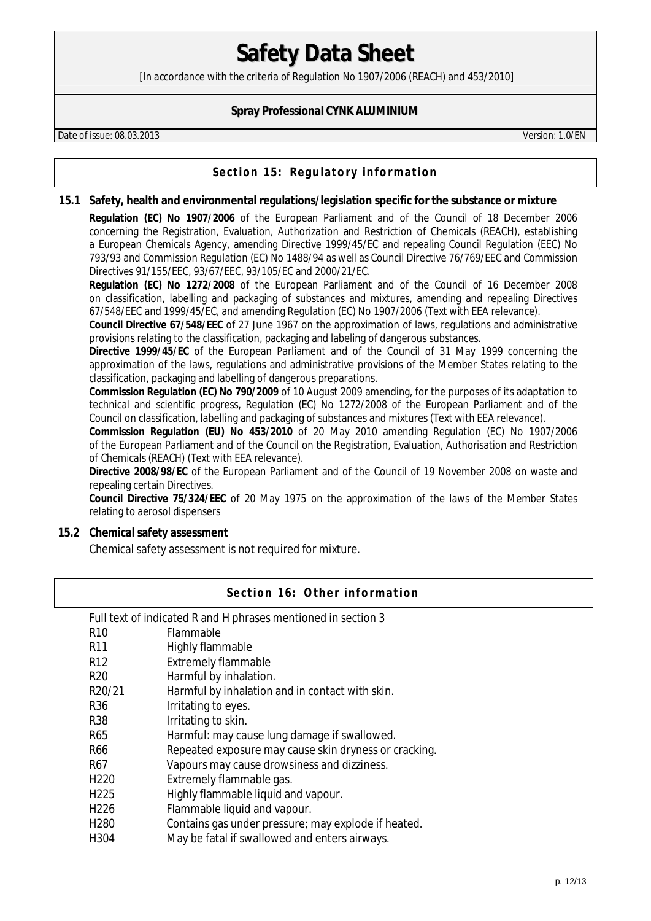## Section 15: Regulatory information

### 15.1 Safety, health and environmental regulations/legislation specific for the substance or mixture

**Regulation (EC) No 1907/2006** of the European Parliament and of the Council of 18 December 2006 concerning the Registration, Evaluation, Authorization and Restriction of Chemicals (REACH), establishing a European Chemicals Agency, amending Directive 1999/45/EC and repealing Council Regulation (EEC) No 793/93 and Commission Regulation (EC) No 1488/94 as well as Council Directive 76/769/EEC and Commission Directives 91/155/EEC, 93/67/EEC, 93/105/EC and 2000/21/EC.

**Regulation (EC) No 1272/2008** of the European Parliament and of the Council of 16 December 2008 on classification, labelling and packaging of substances and mixtures, amending and repealing Directives 67/548/EEC and 1999/45/EC, and amending Regulation (EC) No 1907/2006 (Text with EEA relevance).

**Council Directive 67/548/EEC** of 27 June 1967 on the approximation of laws, regulations and administrative provisions relating to the classification, packaging and labeling of dangerous substances.

**Directive 1999/45/EC** of the European Parliament and of the Council of 31 May 1999 concerning the approximation of the laws, regulations and administrative provisions of the Member States relating to the classification, packaging and labelling of dangerous preparations.

**Commission Regulation (EC) No 790/2009** of 10 August 2009 amending, for the purposes of its adaptation to technical and scientific progress, Regulation (EC) No 1272/2008 of the European Parliament and of the Council on classification, labelling and packaging of substances and mixtures (Text with EEA relevance).

**Commission Regulation (EU) No 453/2010** of 20 May 2010 amending Regulation (EC) No 1907/2006 of the European Parliament and of the Council on the Registration, Evaluation, Authorisation and Restriction of Chemicals (REACH) (Text with EEA relevance).

**Directive 2008/98/EC** of the European Parliament and of the Council of 19 November 2008 on waste and repealing certain Directives.

**Council Directive 75/324/EEC** of 20 May 1975 on the approximation of the laws of the Member States relating to aerosol dispensers

### 15.2 Chemical safety assessment

Chemical safety assessment is not required for mixture.

## Section 16: Other information

Full text of indicated R and H phrases mentioned in section 3

| | |
|---|---|
| R10 | Flammable |
| R11 | Highly flammable |
| R12 | Extremely flammable |
| R20 | Harmful by inhalation. |
| R20/21 | Harmful by inhalation and in contact with skin. |
| R36 | Irritating to eyes. |
| R38 | Irritating to skin. |
| R65 | Harmful: may cause lung damage if swallowed. |
| R66 | Repeated exposure may cause skin dryness or cracking. |
| R67 | Vapours may cause drowsiness and dizziness. |
| H220 | Extremely flammable gas. |
| H225 | Highly flammable liquid and vapour. |
| H226 | Flammable liquid and vapour. |
| H280 | Contains gas under pressure; may explode if heated. |
| H304 | May be fatal if swallowed and enters airways. |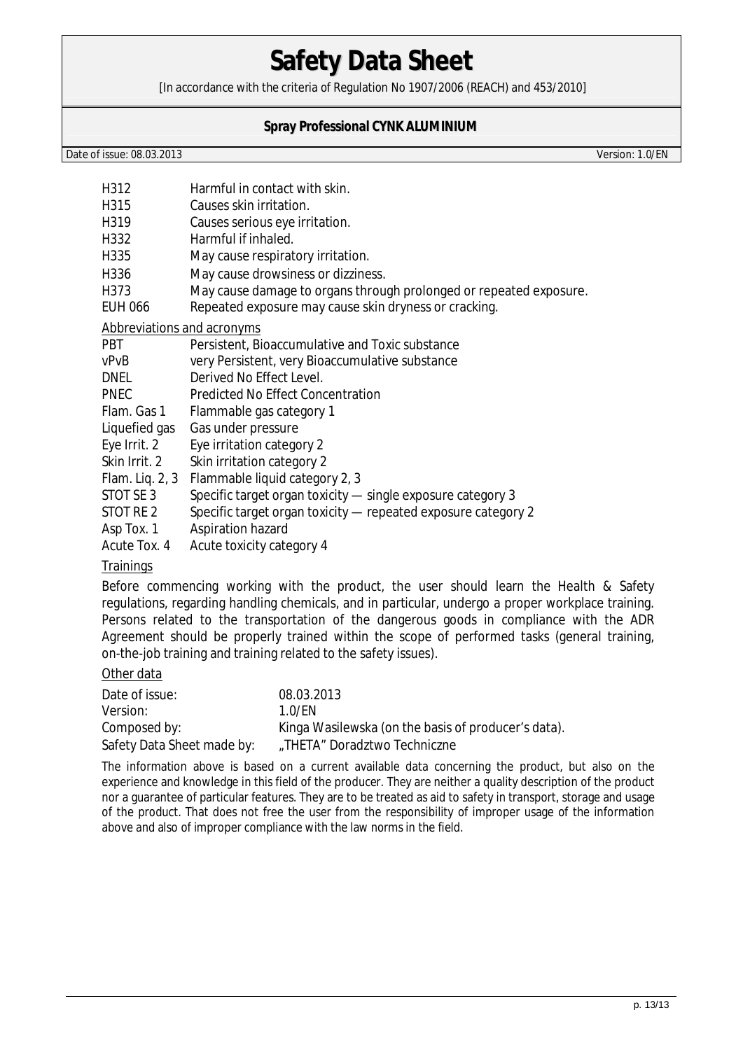| | |
|---|---|
| H312 | Harmful in contact with skin. |
| H315 | Causes skin irritation. |
| H319 | Causes serious eye irritation. |
| H332 | Harmful if inhaled. |
| H335 | May cause respiratory irritation. |
| H336 | May cause drowsiness or dizziness. |
| H373 | May cause damage to organs through prolonged or repeated exposure. |
| EUH 066 | Repeated exposure may cause skin dryness or cracking. |

Abbreviations and acronyms

| | |
|---|---|
| PBT | Persistent, Bioaccumulative and Toxic substance |
| vPvB | very Persistent, very Bioaccumulative substance |
| DNEL | Derived No Effect Level. |
| PNEC | Predicted No Effect Concentration |
| Flam. Gas 1 | Flammable gas category 1 |
| Liquefied gas | Gas under pressure |
| Eye Irrit. 2 | Eye irritation category 2 |
| Skin Irrit. 2 | Skin irritation category 2 |
| Flam. Liq. 2, 3 | Flammable liquid category 2, 3 |
| STOT SE 3 | Specific target organ toxicity — single exposure category 3 |
| STOT RE 2 | Specific target organ toxicity — repeated exposure category 2 |
| Asp Tox. 1 | Aspiration hazard |
| Acute Tox. 4 | Acute toxicity category 4 |

Trainings

Before commencing working with the product, the user should learn the Health & Safety regulations, regarding handling chemicals, and in particular, undergo a proper workplace training. Persons related to the transportation of the dangerous goods in compliance with the ADR Agreement should be properly trained within the scope of performed tasks (general training, on-the-job training and training related to the safety issues).

Other data

| | |
|---|---|
| Date of issue: | 08.03.2013 |
| Version: | 1.0/EN |
| Composed by: | Kinga Wasilewska (on the basis of producer's data). |
| Safety Data Sheet made by: | „THETA" Doradztwo Techniczne |

The information above is based on a current available data concerning the product, but also on the experience and knowledge in this field of the producer. They are neither a quality description of the product nor a guarantee of particular features. They are to be treated as aid to safety in transport, storage and usage of the product. That does not free the user from the responsibility of improper usage of the information above and also of improper compliance with the law norms in the field.